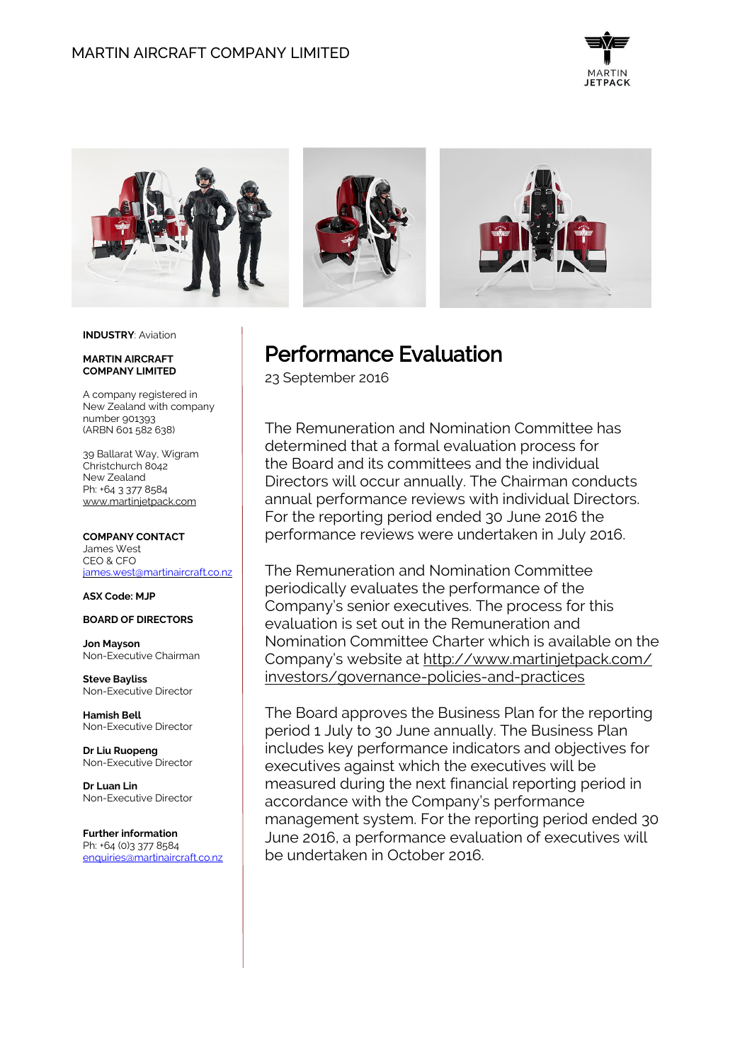MARTIN AIRCRAFT COMPANY LIMITED

**INDUSTRY**: Aviation

**MARTIN AIRCRAFT COMPANY LIMITED**

A company registered in New Zealand with company number 901393 (ARBN 601 582 638)

39 Ballarat Way, Wigram
Christchurch 8042
New Zealand
Ph: +64 3 377 8584
www.martinjetpack.com

**COMPANY CONTACT**
James West
CEO & CFO
james.west@martinaircraft.co.nz

**ASX Code: MJP**

**BOARD OF DIRECTORS**

**Jon Mayson**
Non-Executive Chairman

**Steve Bayliss**
Non-Executive Director

**Hamish Bell**
Non-Executive Director

**Dr Liu Ruopeng**
Non-Executive Director

**Dr Luan Lin**
Non-Executive Director

**Further information**
Ph: +64 (0)3 377 8584
enquiries@martinaircraft.co.nz

# Performance Evaluation

23 September 2016

The Remuneration and Nomination Committee has determined that a formal evaluation process for the Board and its committees and the individual Directors will occur annually. The Chairman conducts annual performance reviews with individual Directors. For the reporting period ended 30 June 2016 the performance reviews were undertaken in July 2016.

The Remuneration and Nomination Committee periodically evaluates the performance of the Company's senior executives. The process for this evaluation is set out in the Remuneration and Nomination Committee Charter which is available on the Company's website at http://www.martinjetpack.com/investors/governance-policies-and-practices

The Board approves the Business Plan for the reporting period 1 July to 30 June annually. The Business Plan includes key performance indicators and objectives for executives against which the executives will be measured during the next financial reporting period in accordance with the Company's performance management system. For the reporting period ended 30 June 2016, a performance evaluation of executives will be undertaken in October 2016.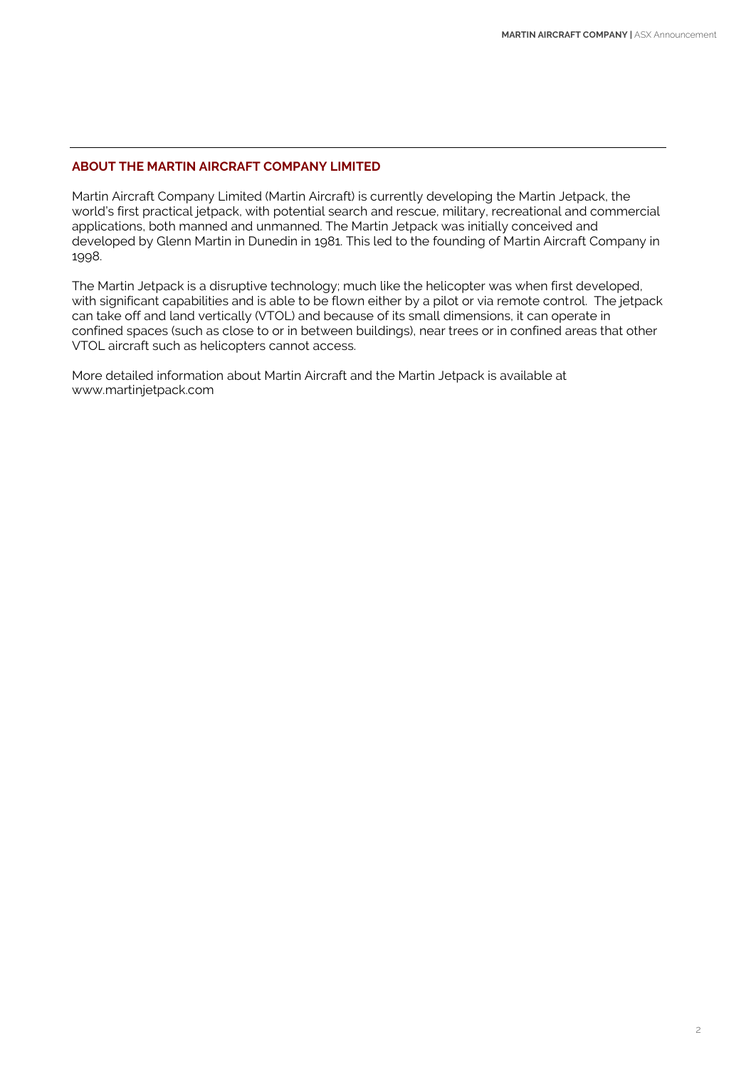## ABOUT THE MARTIN AIRCRAFT COMPANY LIMITED

Martin Aircraft Company Limited (Martin Aircraft) is currently developing the Martin Jetpack, the world's first practical jetpack, with potential search and rescue, military, recreational and commercial applications, both manned and unmanned. The Martin Jetpack was initially conceived and developed by Glenn Martin in Dunedin in 1981. This led to the founding of Martin Aircraft Company in 1998.

The Martin Jetpack is a disruptive technology; much like the helicopter was when first developed, with significant capabilities and is able to be flown either by a pilot or via remote control. The jetpack can take off and land vertically (VTOL) and because of its small dimensions, it can operate in confined spaces (such as close to or in between buildings), near trees or in confined areas that other VTOL aircraft such as helicopters cannot access.

More detailed information about Martin Aircraft and the Martin Jetpack is available at www.martinjetpack.com